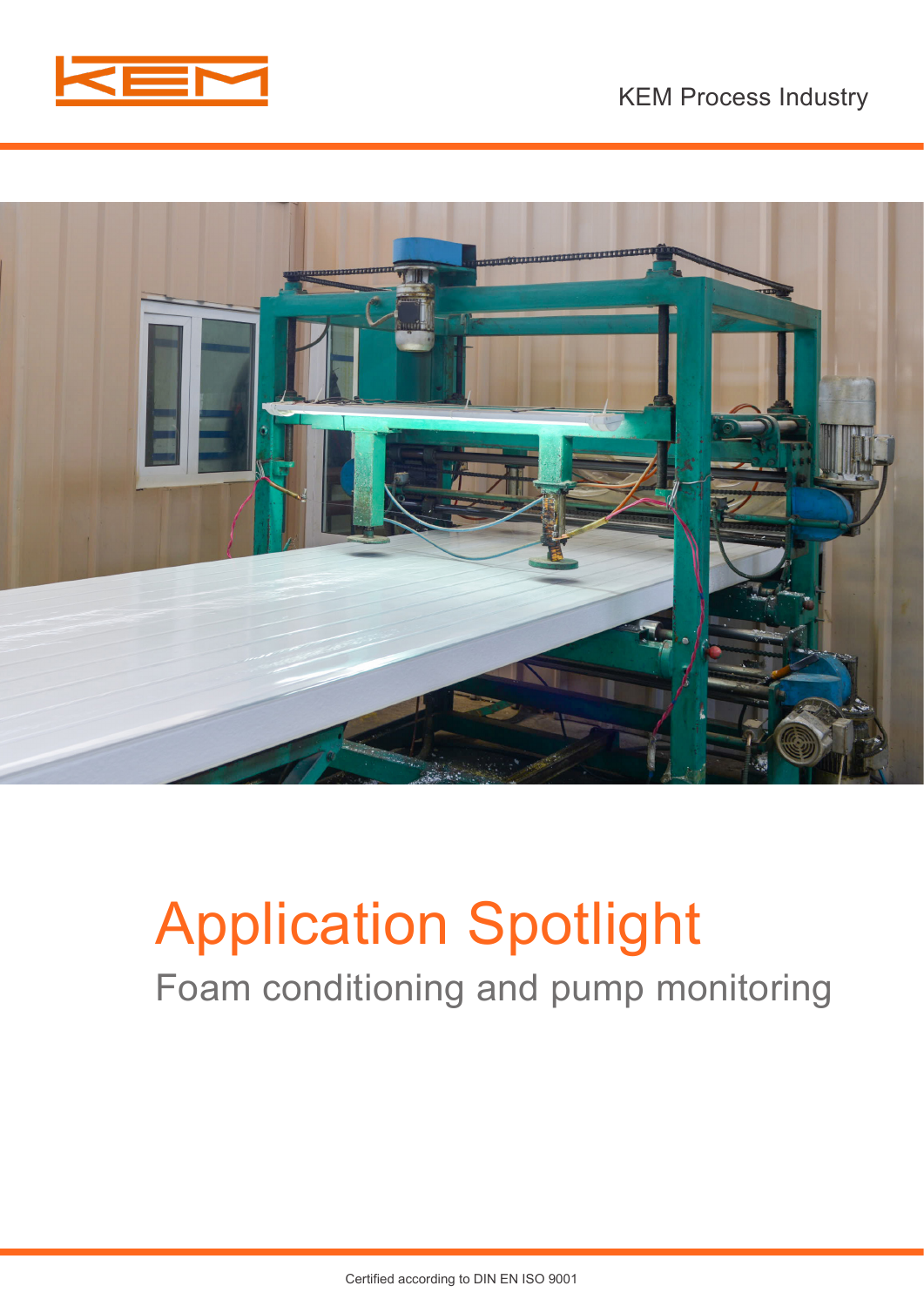KEM Process Industry

# Application Spotlight

## Foam conditioning and pump monitoring

Certified according to DIN EN ISO 9001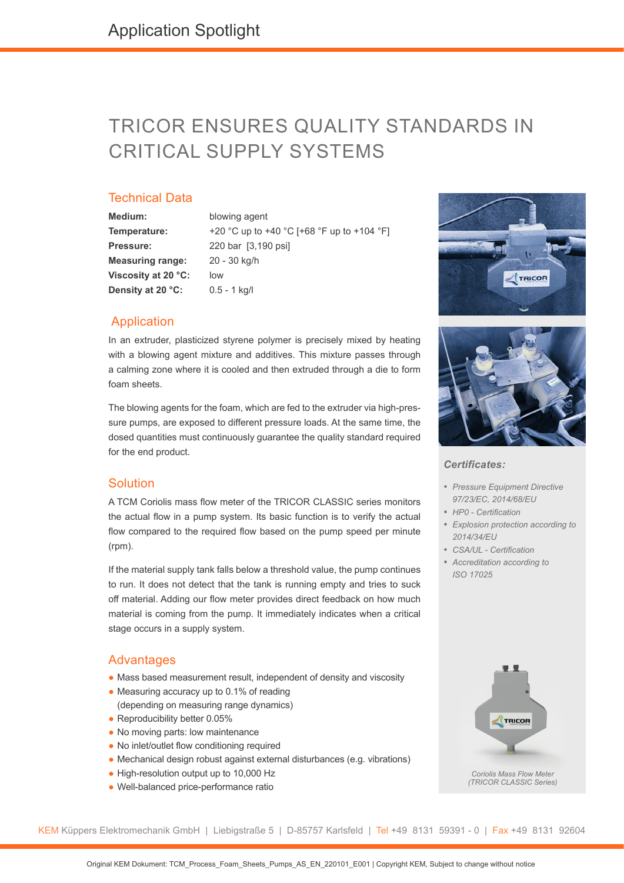# TRICOR ENSURES QUALITY STANDARDS IN CRITICAL SUPPLY SYSTEMS

## Technical Data

| | |
|---|---|
| **Medium:** | blowing agent |
| **Temperature:** | +20 °C up to +40 °C [+68 °F up to +104 °F] |
| **Pressure:** | 220 bar [3,190 psi] |
| **Measuring range:** | 20 - 30 kg/h |
| **Viscosity at 20 °C:** | low |
| **Density at 20 °C:** | 0.5 - 1 kg/l |

## Application

In an extruder, plasticized styrene polymer is precisely mixed by heating with a blowing agent mixture and additives. This mixture passes through a calming zone where it is cooled and then extruded through a die to form foam sheets.

The blowing agents for the foam, which are fed to the extruder via high-pressure pumps, are exposed to different pressure loads. At the same time, the dosed quantities must continuously guarantee the quality standard required for the end product.

## Solution

A TCM Coriolis mass flow meter of the TRICOR CLASSIC series monitors the actual flow in a pump system. Its basic function is to verify the actual flow compared to the required flow based on the pump speed per minute (rpm).

If the material supply tank falls below a threshold value, the pump continues to run. It does not detect that the tank is running empty and tries to suck off material. Adding our flow meter provides direct feedback on how much material is coming from the pump. It immediately indicates when a critical stage occurs in a supply system.

## Advantages

- Mass based measurement result, independent of density and viscosity
- Measuring accuracy up to 0.1% of reading (depending on measuring range dynamics)
- Reproducibility better 0.05%
- No moving parts: low maintenance
- No inlet/outlet flow conditioning required
- Mechanical design robust against external disturbances (e.g. vibrations)
- High-resolution output up to 10,000 Hz
- Well-balanced price-performance ratio

***Certificates:***

- *Pressure Equipment Directive 97/23/EC, 2014/68/EU*
- *HP0 - Certification*
- *Explosion protection according to 2014/34/EU*
- *CSA/UL - Certification*
- *Accreditation according to ISO 17025*

*Coriolis Mass Flow Meter (TRICOR CLASSIC Series)*

KEM Küppers Elektromechanik GmbH | Liebigstraße 5 | D-85757 Karlsfeld | Tel +49 8131 59391 - 0 | Fax +49 8131 92604

Original KEM Dokument: TCM_Process_Foam_Sheets_Pumps_AS_EN_220101_E001 | Copyright KEM, Subject to change without notice